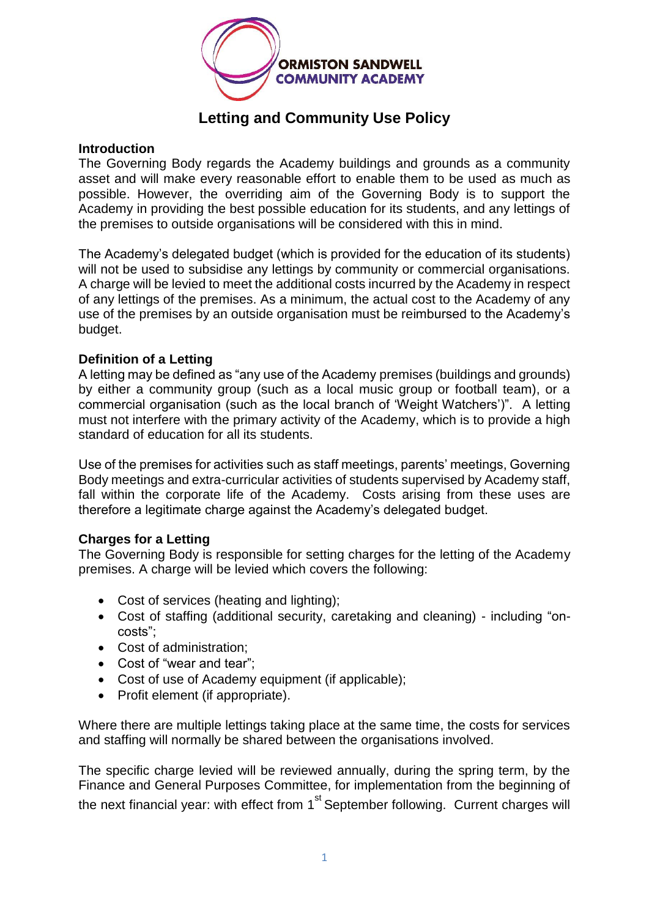**ORMISTON SANDWELL COMMUNITY ACADEMY**

# Letting and Community Use Policy

**Introduction**

The Governing Body regards the Academy buildings and grounds as a community asset and will make every reasonable effort to enable them to be used as much as possible. However, the overriding aim of the Governing Body is to support the Academy in providing the best possible education for its students, and any lettings of the premises to outside organisations will be considered with this in mind.

The Academy's delegated budget (which is provided for the education of its students) will not be used to subsidise any lettings by community or commercial organisations. A charge will be levied to meet the additional costs incurred by the Academy in respect of any lettings of the premises. As a minimum, the actual cost to the Academy of any use of the premises by an outside organisation must be reimbursed to the Academy's budget.

**Definition of a Letting**

A letting may be defined as "any use of the Academy premises (buildings and grounds) by either a community group (such as a local music group or football team), or a commercial organisation (such as the local branch of 'Weight Watchers')". A letting must not interfere with the primary activity of the Academy, which is to provide a high standard of education for all its students.

Use of the premises for activities such as staff meetings, parents' meetings, Governing Body meetings and extra-curricular activities of students supervised by Academy staff, fall within the corporate life of the Academy. Costs arising from these uses are therefore a legitimate charge against the Academy's delegated budget.

**Charges for a Letting**

The Governing Body is responsible for setting charges for the letting of the Academy premises. A charge will be levied which covers the following:

- Cost of services (heating and lighting);
- Cost of staffing (additional security, caretaking and cleaning) - including "on-costs";
- Cost of administration;
- Cost of "wear and tear";
- Cost of use of Academy equipment (if applicable);
- Profit element (if appropriate).

Where there are multiple lettings taking place at the same time, the costs for services and staffing will normally be shared between the organisations involved.

The specific charge levied will be reviewed annually, during the spring term, by the Finance and General Purposes Committee, for implementation from the beginning of the next financial year: with effect from 1st September following. Current charges will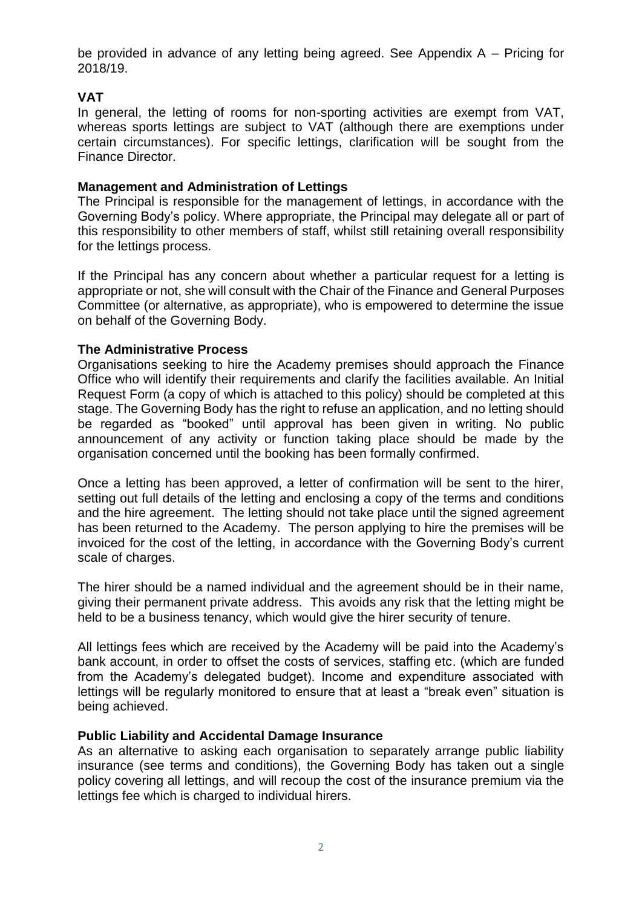be provided in advance of any letting being agreed. See Appendix A – Pricing for 2018/19.

**VAT**

In general, the letting of rooms for non-sporting activities are exempt from VAT, whereas sports lettings are subject to VAT (although there are exemptions under certain circumstances). For specific lettings, clarification will be sought from the Finance Director.

**Management and Administration of Lettings**

The Principal is responsible for the management of lettings, in accordance with the Governing Body's policy. Where appropriate, the Principal may delegate all or part of this responsibility to other members of staff, whilst still retaining overall responsibility for the lettings process.

If the Principal has any concern about whether a particular request for a letting is appropriate or not, she will consult with the Chair of the Finance and General Purposes Committee (or alternative, as appropriate), who is empowered to determine the issue on behalf of the Governing Body.

**The Administrative Process**

Organisations seeking to hire the Academy premises should approach the Finance Office who will identify their requirements and clarify the facilities available. An Initial Request Form (a copy of which is attached to this policy) should be completed at this stage. The Governing Body has the right to refuse an application, and no letting should be regarded as "booked" until approval has been given in writing. No public announcement of any activity or function taking place should be made by the organisation concerned until the booking has been formally confirmed.

Once a letting has been approved, a letter of confirmation will be sent to the hirer, setting out full details of the letting and enclosing a copy of the terms and conditions and the hire agreement. The letting should not take place until the signed agreement has been returned to the Academy. The person applying to hire the premises will be invoiced for the cost of the letting, in accordance with the Governing Body's current scale of charges.

The hirer should be a named individual and the agreement should be in their name, giving their permanent private address. This avoids any risk that the letting might be held to be a business tenancy, which would give the hirer security of tenure.

All lettings fees which are received by the Academy will be paid into the Academy's bank account, in order to offset the costs of services, staffing etc. (which are funded from the Academy's delegated budget). Income and expenditure associated with lettings will be regularly monitored to ensure that at least a "break even" situation is being achieved.

**Public Liability and Accidental Damage Insurance**

As an alternative to asking each organisation to separately arrange public liability insurance (see terms and conditions), the Governing Body has taken out a single policy covering all lettings, and will recoup the cost of the insurance premium via the lettings fee which is charged to individual hirers.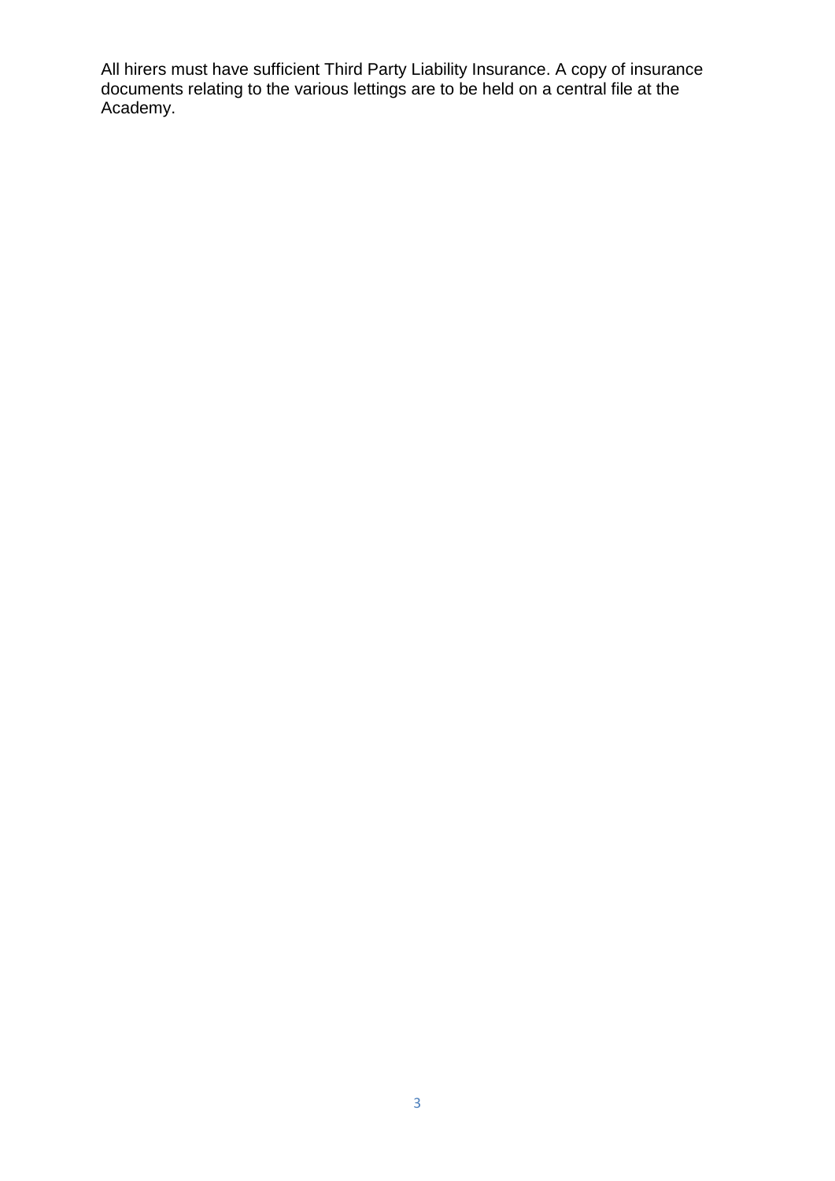All hirers must have sufficient Third Party Liability Insurance. A copy of insurance documents relating to the various lettings are to be held on a central file at the Academy.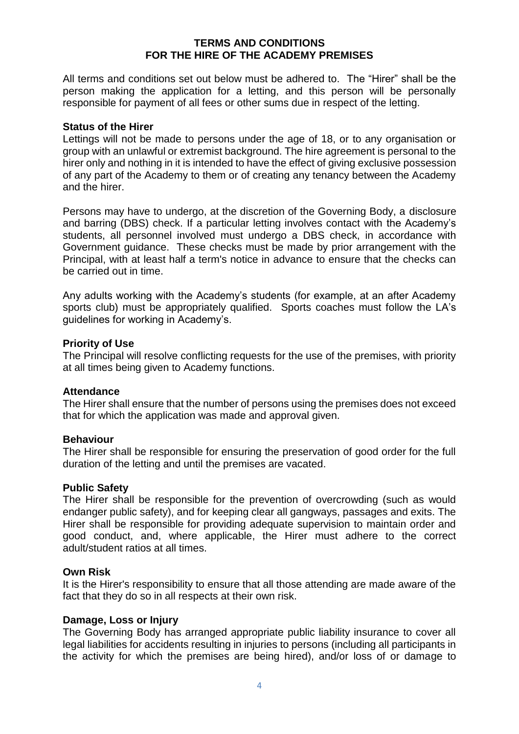# TERMS AND CONDITIONS FOR THE HIRE OF THE ACADEMY PREMISES

All terms and conditions set out below must be adhered to. The "Hirer" shall be the person making the application for a letting, and this person will be personally responsible for payment of all fees or other sums due in respect of the letting.

**Status of the Hirer**

Lettings will not be made to persons under the age of 18, or to any organisation or group with an unlawful or extremist background. The hire agreement is personal to the hirer only and nothing in it is intended to have the effect of giving exclusive possession of any part of the Academy to them or of creating any tenancy between the Academy and the hirer.

Persons may have to undergo, at the discretion of the Governing Body, a disclosure and barring (DBS) check. If a particular letting involves contact with the Academy's students, all personnel involved must undergo a DBS check, in accordance with Government guidance. These checks must be made by prior arrangement with the Principal, with at least half a term's notice in advance to ensure that the checks can be carried out in time.

Any adults working with the Academy's students (for example, at an after Academy sports club) must be appropriately qualified. Sports coaches must follow the LA's guidelines for working in Academy's.

**Priority of Use**

The Principal will resolve conflicting requests for the use of the premises, with priority at all times being given to Academy functions.

**Attendance**

The Hirer shall ensure that the number of persons using the premises does not exceed that for which the application was made and approval given.

**Behaviour**

The Hirer shall be responsible for ensuring the preservation of good order for the full duration of the letting and until the premises are vacated.

**Public Safety**

The Hirer shall be responsible for the prevention of overcrowding (such as would endanger public safety), and for keeping clear all gangways, passages and exits. The Hirer shall be responsible for providing adequate supervision to maintain order and good conduct, and, where applicable, the Hirer must adhere to the correct adult/student ratios at all times.

**Own Risk**

It is the Hirer's responsibility to ensure that all those attending are made aware of the fact that they do so in all respects at their own risk.

**Damage, Loss or Injury**

The Governing Body has arranged appropriate public liability insurance to cover all legal liabilities for accidents resulting in injuries to persons (including all participants in the activity for which the premises are being hired), and/or loss of or damage to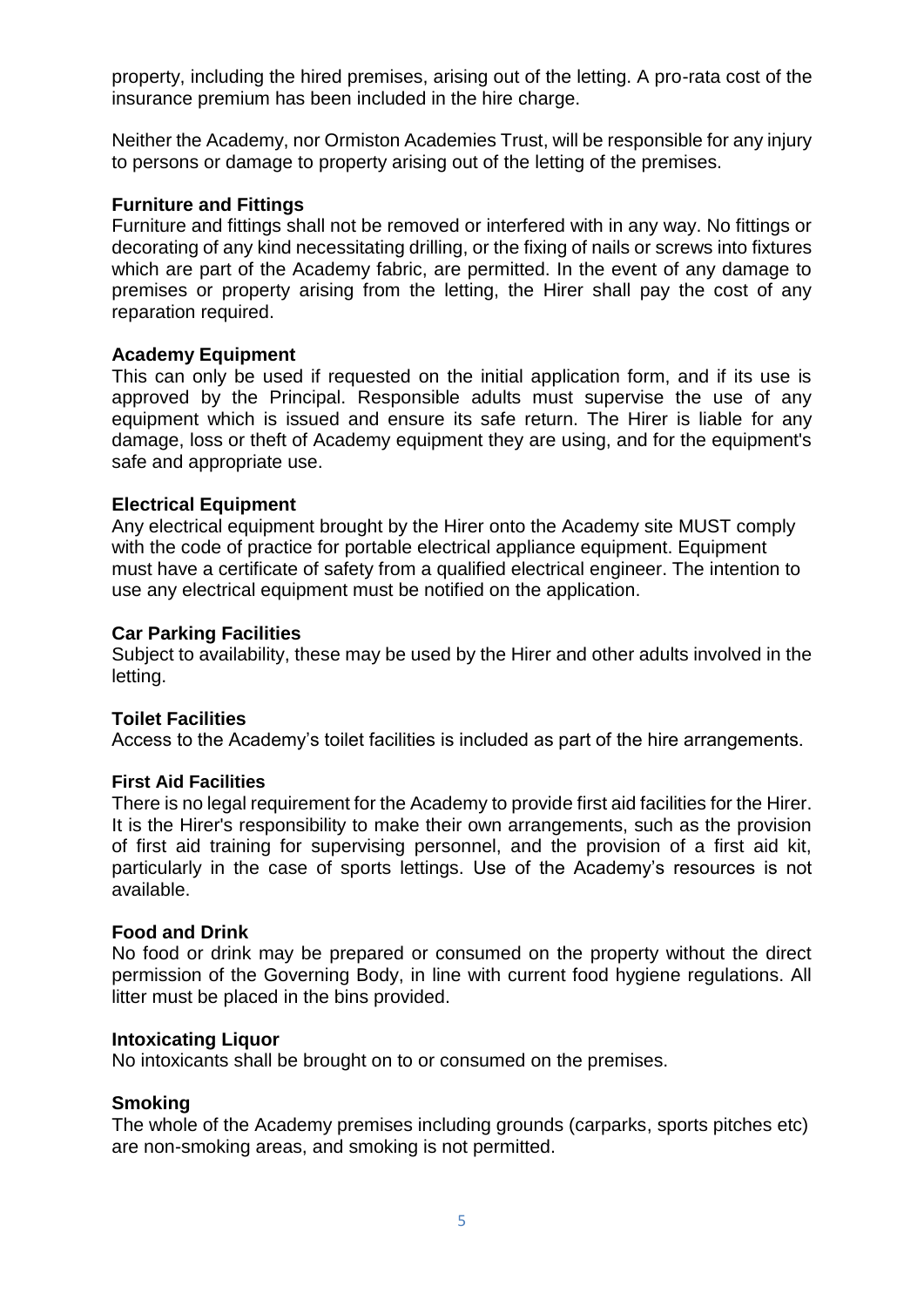property, including the hired premises, arising out of the letting. A pro-rata cost of the insurance premium has been included in the hire charge.

Neither the Academy, nor Ormiston Academies Trust, will be responsible for any injury to persons or damage to property arising out of the letting of the premises.

**Furniture and Fittings**

Furniture and fittings shall not be removed or interfered with in any way. No fittings or decorating of any kind necessitating drilling, or the fixing of nails or screws into fixtures which are part of the Academy fabric, are permitted. In the event of any damage to premises or property arising from the letting, the Hirer shall pay the cost of any reparation required.

**Academy Equipment**

This can only be used if requested on the initial application form, and if its use is approved by the Principal. Responsible adults must supervise the use of any equipment which is issued and ensure its safe return. The Hirer is liable for any damage, loss or theft of Academy equipment they are using, and for the equipment's safe and appropriate use.

**Electrical Equipment**

Any electrical equipment brought by the Hirer onto the Academy site MUST comply with the code of practice for portable electrical appliance equipment. Equipment must have a certificate of safety from a qualified electrical engineer. The intention to use any electrical equipment must be notified on the application.

**Car Parking Facilities**

Subject to availability, these may be used by the Hirer and other adults involved in the letting.

**Toilet Facilities**

Access to the Academy's toilet facilities is included as part of the hire arrangements.

**First Aid Facilities**

There is no legal requirement for the Academy to provide first aid facilities for the Hirer. It is the Hirer's responsibility to make their own arrangements, such as the provision of first aid training for supervising personnel, and the provision of a first aid kit, particularly in the case of sports lettings. Use of the Academy's resources is not available.

**Food and Drink**

No food or drink may be prepared or consumed on the property without the direct permission of the Governing Body, in line with current food hygiene regulations. All litter must be placed in the bins provided.

**Intoxicating Liquor**

No intoxicants shall be brought on to or consumed on the premises.

**Smoking**

The whole of the Academy premises including grounds (carparks, sports pitches etc) are non-smoking areas, and smoking is not permitted.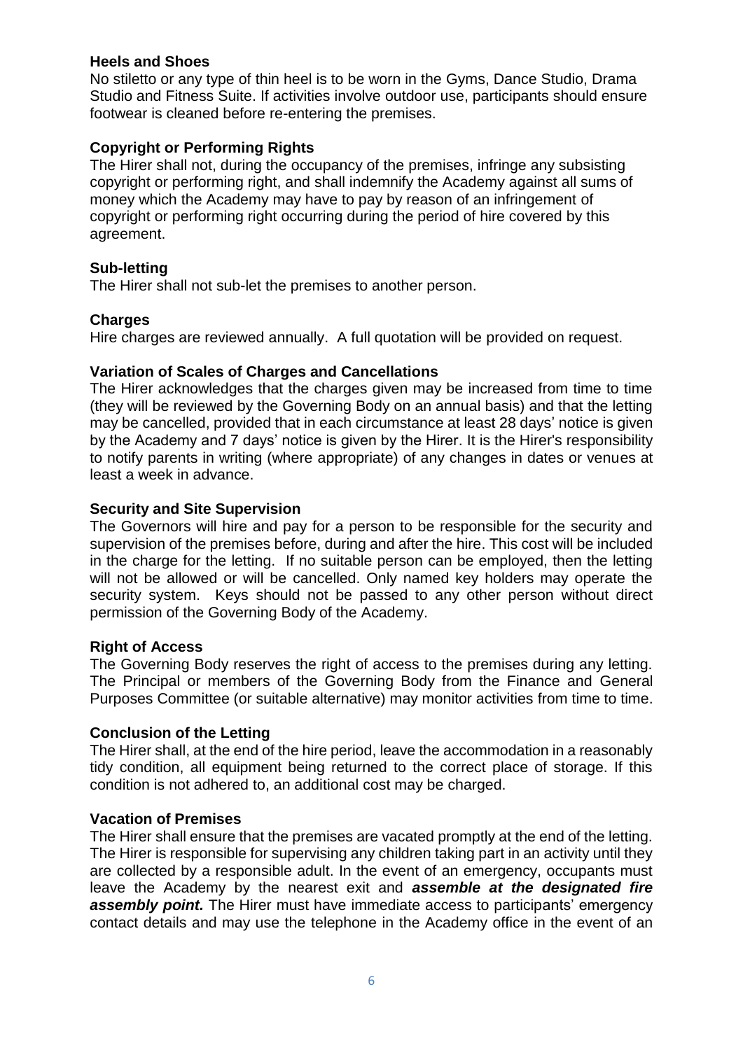### Heels and Shoes

No stiletto or any type of thin heel is to be worn in the Gyms, Dance Studio, Drama Studio and Fitness Suite. If activities involve outdoor use, participants should ensure footwear is cleaned before re-entering the premises.

### Copyright or Performing Rights

The Hirer shall not, during the occupancy of the premises, infringe any subsisting copyright or performing right, and shall indemnify the Academy against all sums of money which the Academy may have to pay by reason of an infringement of copyright or performing right occurring during the period of hire covered by this agreement.

### Sub-letting

The Hirer shall not sub-let the premises to another person.

### Charges

Hire charges are reviewed annually. A full quotation will be provided on request.

### Variation of Scales of Charges and Cancellations

The Hirer acknowledges that the charges given may be increased from time to time (they will be reviewed by the Governing Body on an annual basis) and that the letting may be cancelled, provided that in each circumstance at least 28 days' notice is given by the Academy and 7 days' notice is given by the Hirer. It is the Hirer's responsibility to notify parents in writing (where appropriate) of any changes in dates or venues at least a week in advance.

### Security and Site Supervision

The Governors will hire and pay for a person to be responsible for the security and supervision of the premises before, during and after the hire. This cost will be included in the charge for the letting. If no suitable person can be employed, then the letting will not be allowed or will be cancelled. Only named key holders may operate the security system. Keys should not be passed to any other person without direct permission of the Governing Body of the Academy.

### Right of Access

The Governing Body reserves the right of access to the premises during any letting. The Principal or members of the Governing Body from the Finance and General Purposes Committee (or suitable alternative) may monitor activities from time to time.

### Conclusion of the Letting

The Hirer shall, at the end of the hire period, leave the accommodation in a reasonably tidy condition, all equipment being returned to the correct place of storage. If this condition is not adhered to, an additional cost may be charged.

### Vacation of Premises

The Hirer shall ensure that the premises are vacated promptly at the end of the letting. The Hirer is responsible for supervising any children taking part in an activity until they are collected by a responsible adult. In the event of an emergency, occupants must leave the Academy by the nearest exit and ***assemble at the designated fire assembly point.*** The Hirer must have immediate access to participants' emergency contact details and may use the telephone in the Academy office in the event of an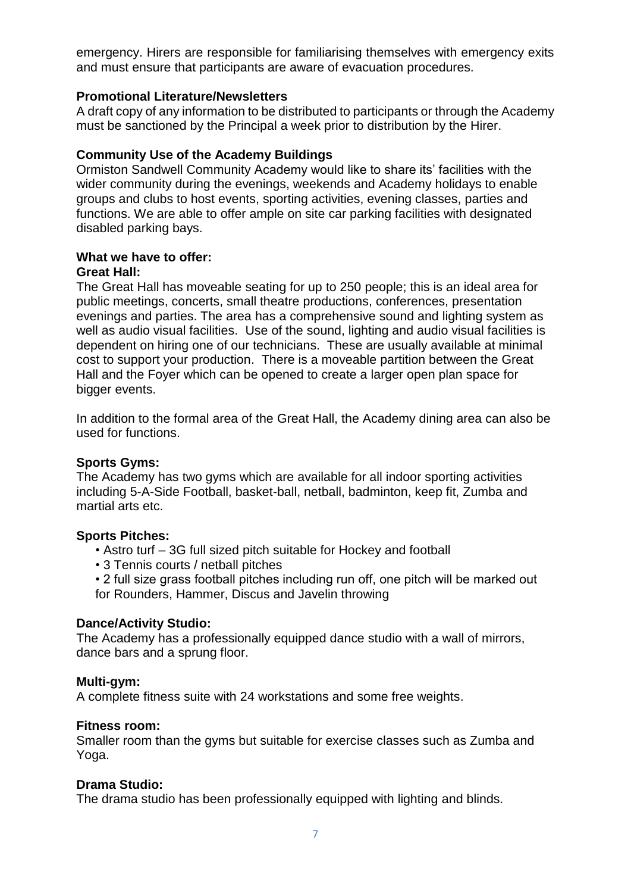emergency. Hirers are responsible for familiarising themselves with emergency exits and must ensure that participants are aware of evacuation procedures.

**Promotional Literature/Newsletters**

A draft copy of any information to be distributed to participants or through the Academy must be sanctioned by the Principal a week prior to distribution by the Hirer.

**Community Use of the Academy Buildings**

Ormiston Sandwell Community Academy would like to share its' facilities with the wider community during the evenings, weekends and Academy holidays to enable groups and clubs to host events, sporting activities, evening classes, parties and functions. We are able to offer ample on site car parking facilities with designated disabled parking bays.

**What we have to offer:**

**Great Hall:**

The Great Hall has moveable seating for up to 250 people; this is an ideal area for public meetings, concerts, small theatre productions, conferences, presentation evenings and parties. The area has a comprehensive sound and lighting system as well as audio visual facilities. Use of the sound, lighting and audio visual facilities is dependent on hiring one of our technicians. These are usually available at minimal cost to support your production. There is a moveable partition between the Great Hall and the Foyer which can be opened to create a larger open plan space for bigger events.

In addition to the formal area of the Great Hall, the Academy dining area can also be used for functions.

**Sports Gyms:**

The Academy has two gyms which are available for all indoor sporting activities including 5-A-Side Football, basket-ball, netball, badminton, keep fit, Zumba and martial arts etc.

**Sports Pitches:**

- Astro turf – 3G full sized pitch suitable for Hockey and football
- 3 Tennis courts / netball pitches
- 2 full size grass football pitches including run off, one pitch will be marked out for Rounders, Hammer, Discus and Javelin throwing

**Dance/Activity Studio:**

The Academy has a professionally equipped dance studio with a wall of mirrors, dance bars and a sprung floor.

**Multi-gym:**

A complete fitness suite with 24 workstations and some free weights.

**Fitness room:**

Smaller room than the gyms but suitable for exercise classes such as Zumba and Yoga.

**Drama Studio:**

The drama studio has been professionally equipped with lighting and blinds.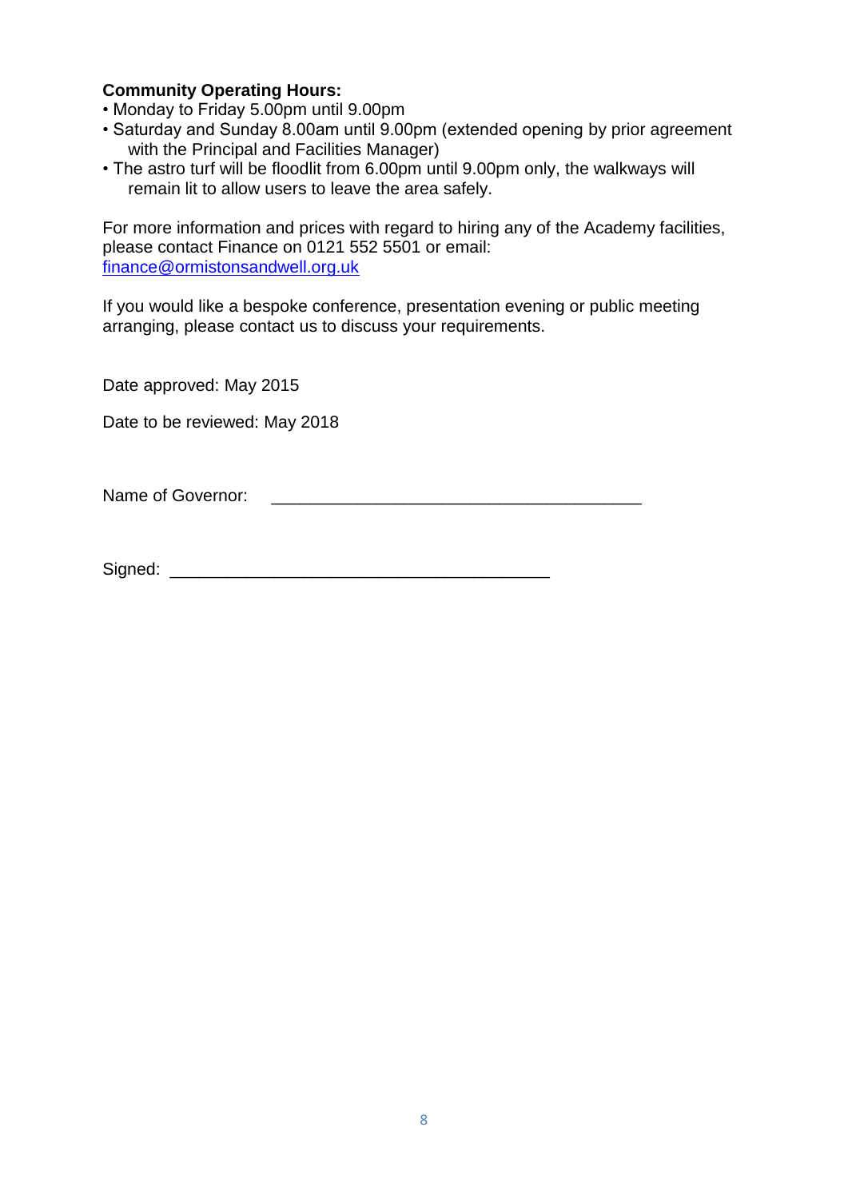**Community Operating Hours:**

- Monday to Friday 5.00pm until 9.00pm
- Saturday and Sunday 8.00am until 9.00pm (extended opening by prior agreement with the Principal and Facilities Manager)
- The astro turf will be floodlit from 6.00pm until 9.00pm only, the walkways will remain lit to allow users to leave the area safely.

For more information and prices with regard to hiring any of the Academy facilities, please contact Finance on 0121 552 5501 or email: finance@ormistonsandwell.org.uk

If you would like a bespoke conference, presentation evening or public meeting arranging, please contact us to discuss your requirements.

Date approved: May 2015

Date to be reviewed: May 2018

Name of Governor: ________________________________________

Signed: ________________________________________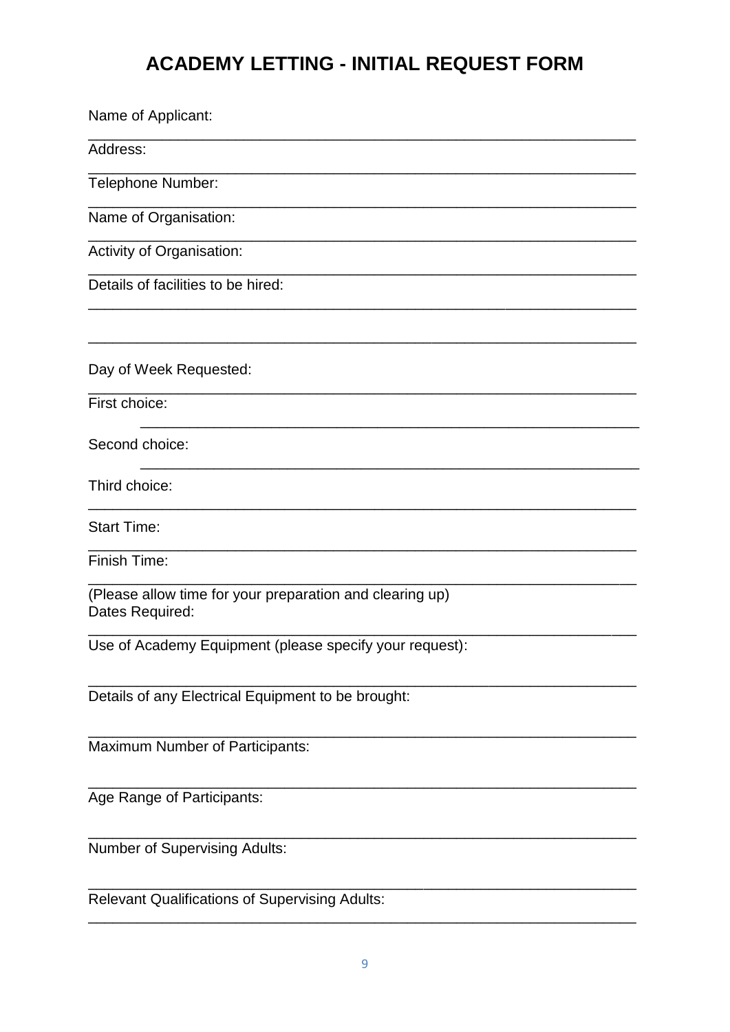# ACADEMY LETTING - INITIAL REQUEST FORM

Name of Applicant:

___

Address:

___

Telephone Number:

___

Name of Organisation:

___

Activity of Organisation:

___

Details of facilities to be hired:

___

___

___

Day of Week Requested:

___

First choice:

___

Second choice:

___

Third choice:

___

Start Time:

___

Finish Time:

___

(Please allow time for your preparation and clearing up)

Dates Required:

___

Use of Academy Equipment (please specify your request):

___

Details of any Electrical Equipment to be brought:

___

Maximum Number of Participants:

___

Age Range of Participants:

___

Number of Supervising Adults:

___

Relevant Qualifications of Supervising Adults:

___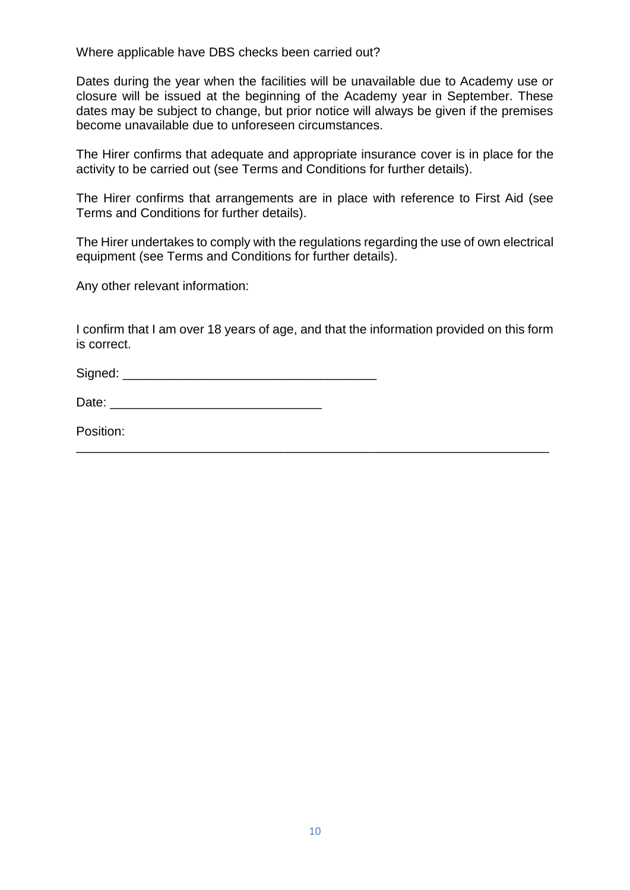Where applicable have DBS checks been carried out?

Dates during the year when the facilities will be unavailable due to Academy use or closure will be issued at the beginning of the Academy year in September. These dates may be subject to change, but prior notice will always be given if the premises become unavailable due to unforeseen circumstances.

The Hirer confirms that adequate and appropriate insurance cover is in place for the activity to be carried out (see Terms and Conditions for further details).

The Hirer confirms that arrangements are in place with reference to First Aid (see Terms and Conditions for further details).

The Hirer undertakes to comply with the regulations regarding the use of own electrical equipment (see Terms and Conditions for further details).

Any other relevant information:

I confirm that I am over 18 years of age, and that the information provided on this form is correct.

Signed: ___________________________________

Date: _____________________________

Position: ______________________________________________________________________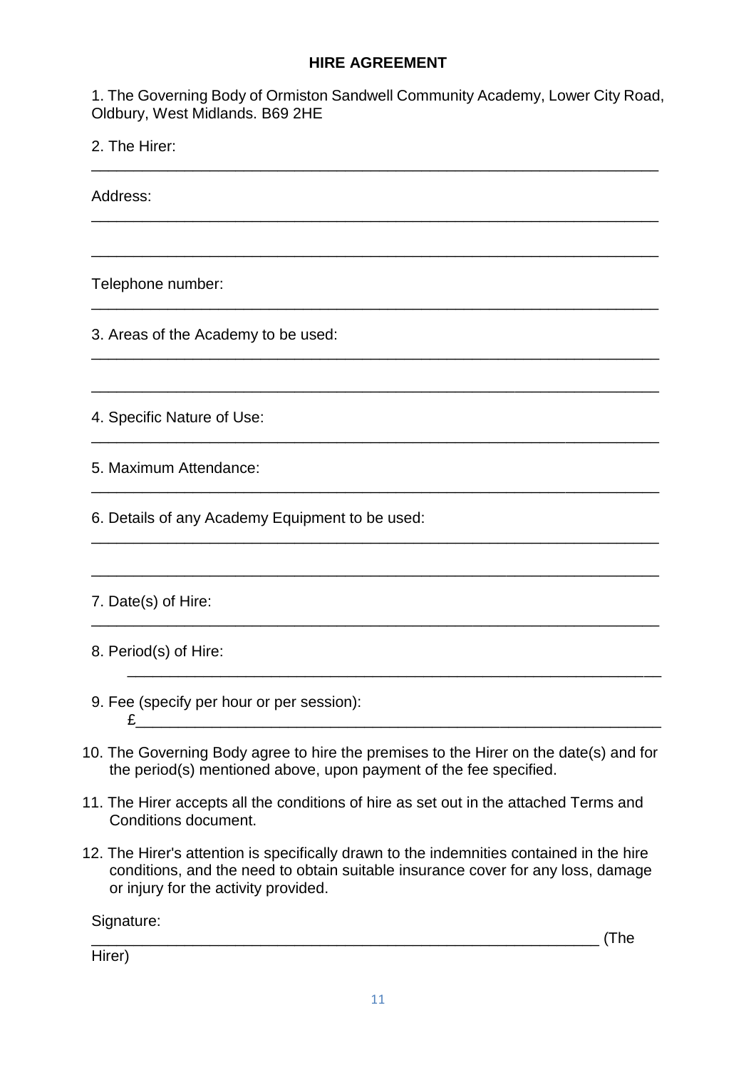# HIRE AGREEMENT

1. The Governing Body of Ormiston Sandwell Community Academy, Lower City Road, Oldbury, West Midlands. B69 2HE

2. The Hirer:

___________________________________________________________________

Address:

___________________________________________________________________

___________________________________________________________________

Telephone number:

___________________________________________________________________

3. Areas of the Academy to be used:

___________________________________________________________________

___________________________________________________________________

4. Specific Nature of Use:

___________________________________________________________________

5. Maximum Attendance:

___________________________________________________________________

6. Details of any Academy Equipment to be used:

___________________________________________________________________

___________________________________________________________________

7. Date(s) of Hire:

___________________________________________________________________

8. Period(s) of Hire:

___________________________________________________________________

9. Fee (specify per hour or per session):

£_________________________________________________________________

10. The Governing Body agree to hire the premises to the Hirer on the date(s) and for the period(s) mentioned above, upon payment of the fee specified.

11. The Hirer accepts all the conditions of hire as set out in the attached Terms and Conditions document.

12. The Hirer's attention is specifically drawn to the indemnities contained in the hire conditions, and the need to obtain suitable insurance cover for any loss, damage or injury for the activity provided.

Signature:

____________________________________________________________ (The Hirer)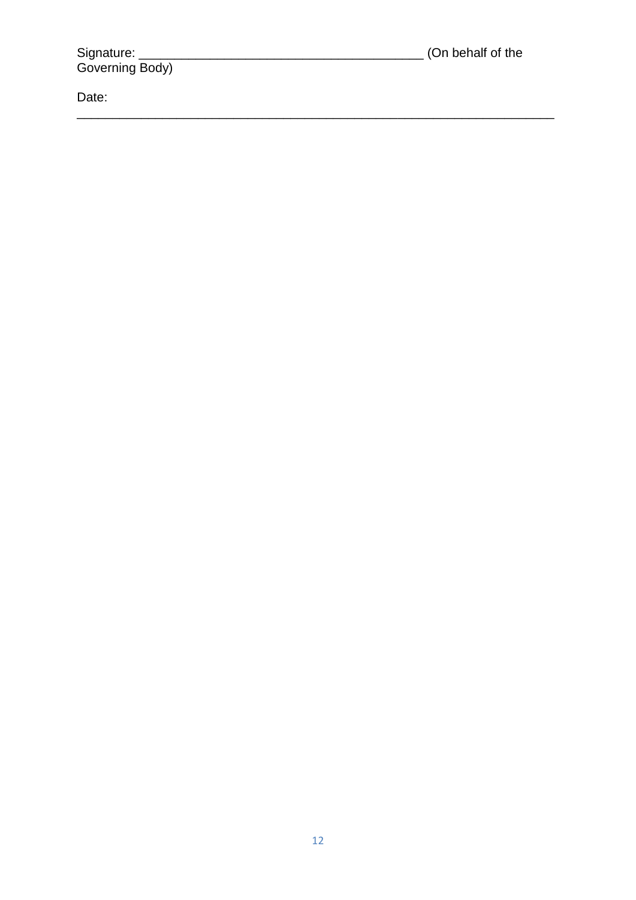Signature: _______________________________________ (On behalf of the Governing Body)

Date: ____________________________________________________________________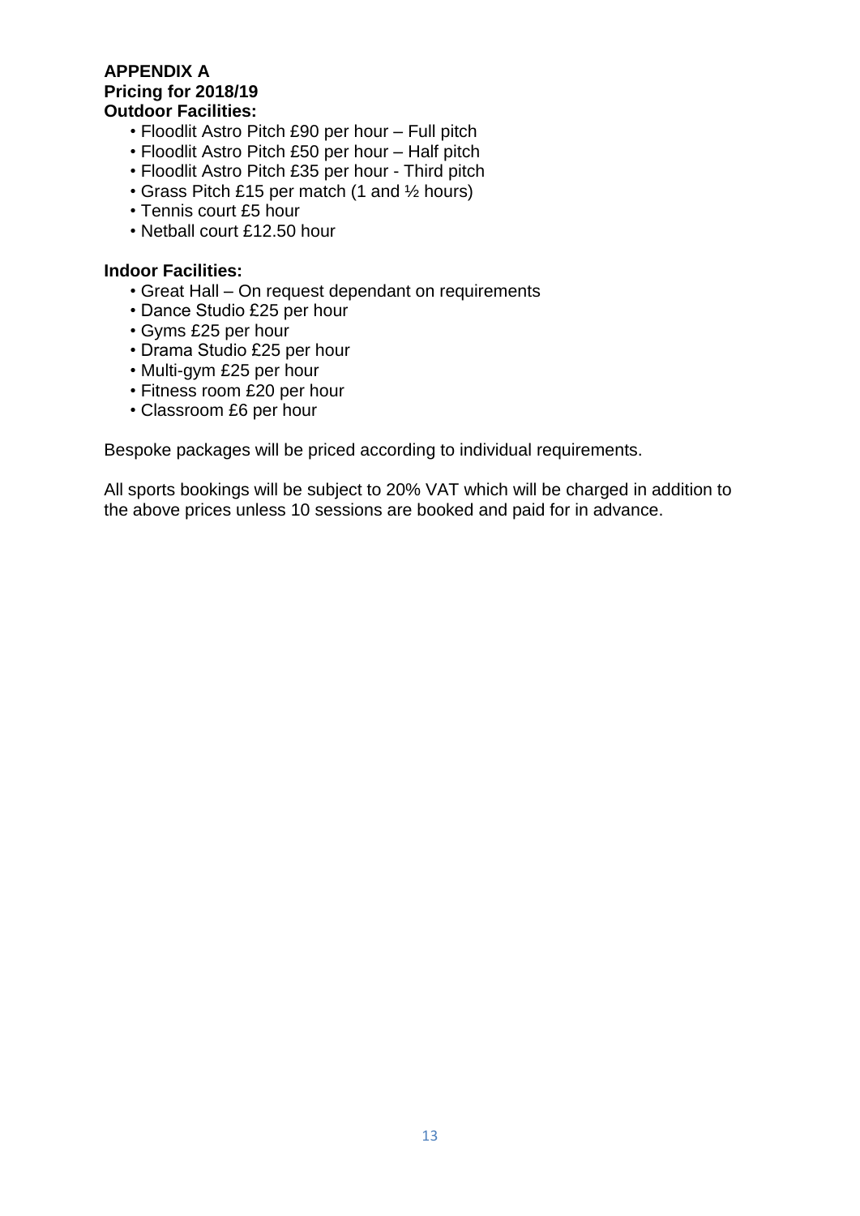**APPENDIX A**
**Pricing for 2018/19**
**Outdoor Facilities:**

- Floodlit Astro Pitch £90 per hour – Full pitch
- Floodlit Astro Pitch £50 per hour – Half pitch
- Floodlit Astro Pitch £35 per hour - Third pitch
- Grass Pitch £15 per match (1 and ½ hours)
- Tennis court £5 hour
- Netball court £12.50 hour

**Indoor Facilities:**

- Great Hall – On request dependant on requirements
- Dance Studio £25 per hour
- Gyms £25 per hour
- Drama Studio £25 per hour
- Multi-gym £25 per hour
- Fitness room £20 per hour
- Classroom £6 per hour

Bespoke packages will be priced according to individual requirements.

All sports bookings will be subject to 20% VAT which will be charged in addition to the above prices unless 10 sessions are booked and paid for in advance.